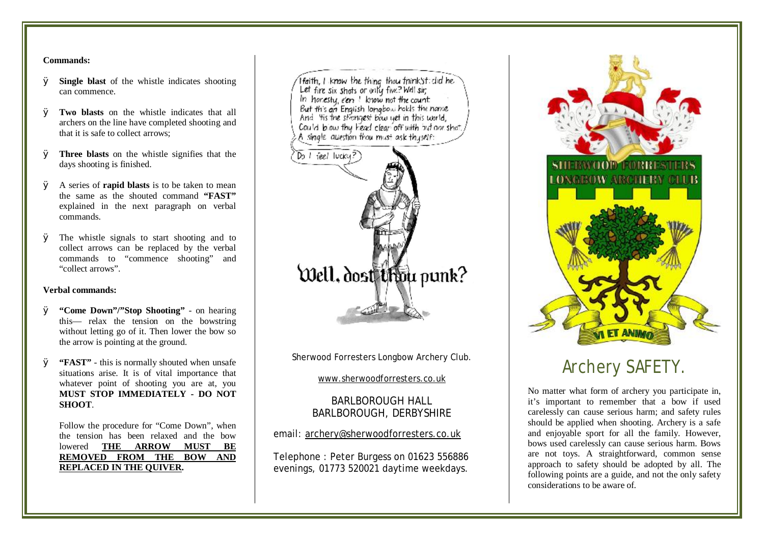**Commands:**

- **Single blast** of the whistle indicates shooting can commence.
- **Two blasts** on the whistle indicates that all archers on the line have completed shooting and that it is safe to collect arrows;
- **Three blasts** on the whistle signifies that the days shooting is finished.
- A series of **rapid blasts** is to be taken to mean the same as the shouted command **"FAST"** explained in the next paragraph on verbal commands.
- The whistle signals to start shooting and to collect arrows can be replaced by the verbal commands to "commence shooting" and "collect arrows".

**Verbal commands:**

- **"Come Down"/"Stop Shooting"** - on hearing this— relax the tension on the bowstring without letting go of it. Then lower the bow so the arrow is pointing at the ground.
- **"FAST"** - this is normally shouted when unsafe situations arise. It is of vital importance that whatever point of shooting you are at, you **MUST STOP IMMEDIATELY - DO NOT SHOOT**.

  Follow the procedure for "Come Down", when the tension has been relaxed and the bow lowered **THE ARROW MUST BE REMOVED FROM THE BOW AND REPLACED IN THE QUIVER.**

Ifaith, I know the thing thou think'st: did he
Let fire six shots or only five? Well sir,
In honesty, e'en I know not the count.
But this an English longbow holds the name
And 'tis the strongest bow yet in this world,
Could blow thy head clear off with but one shot.
A single question thou must ask thyself:

Do I feel lucky?

Well, dost thou punk?

Sherwood Forresters Longbow Archery Club.

www.sherwoodforresters.co.uk

BARLBOROUGH HALL
BARLBOROUGH, DERBYSHIRE

email: archery@sherwoodforresters.co.uk

Telephone : Peter Burgess on 01623 556886 evenings, 01773 520021 daytime weekdays.

SHERWOOD FORRESTERS LONGBOW ARCHERY CLUB

VI ET ANIMO

# Archery SAFETY.

No matter what form of archery you participate in, it's important to remember that a bow if used carelessly can cause serious harm; and safety rules should be applied when shooting. Archery is a safe and enjoyable sport for all the family. However, bows used carelessly can cause serious harm. Bows are not toys. A straightforward, common sense approach to safety should be adopted by all. The following points are a guide, and not the only safety considerations to be aware of.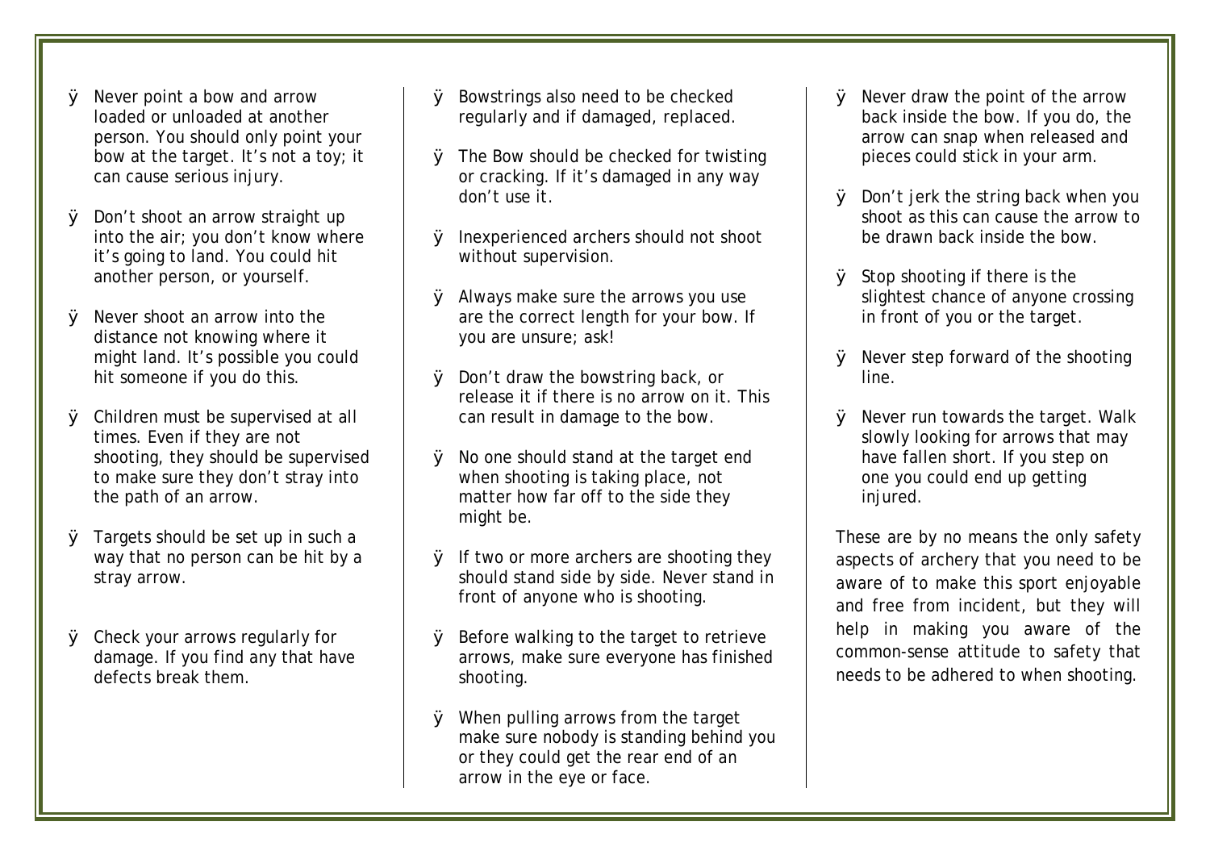- Never point a bow and arrow loaded or unloaded at another person. You should only point your bow at the target. It's not a toy; it can cause serious injury.

- Don't shoot an arrow straight up into the air; you don't know where it's going to land. You could hit another person, or yourself.

- Never shoot an arrow into the distance not knowing where it might land. It's possible you could hit someone if you do this.

- Children must be supervised at all times. Even if they are not shooting, they should be supervised to make sure they don't stray into the path of an arrow.

- Targets should be set up in such a way that no person can be hit by a stray arrow.

- Check your arrows regularly for damage. If you find any that have defects break them.

- Bowstrings also need to be checked regularly and if damaged, replaced.

- The Bow should be checked for twisting or cracking. If it's damaged in any way don't use it.

- Inexperienced archers should not shoot without supervision.

- Always make sure the arrows you use are the correct length for your bow. If you are unsure; ask!

- Don't draw the bowstring back, or release it if there is no arrow on it. This can result in damage to the bow.

- No one should stand at the target end when shooting is taking place, not matter how far off to the side they might be.

- If two or more archers are shooting they should stand side by side. Never stand in front of anyone who is shooting.

- Before walking to the target to retrieve arrows, make sure everyone has finished shooting.

- When pulling arrows from the target make sure nobody is standing behind you or they could get the rear end of an arrow in the eye or face.

- Never draw the point of the arrow back inside the bow. If you do, the arrow can snap when released and pieces could stick in your arm.

- Don't jerk the string back when you shoot as this can cause the arrow to be drawn back inside the bow.

- Stop shooting if there is the slightest chance of anyone crossing in front of you or the target.

- Never step forward of the shooting line.

- Never run towards the target. Walk slowly looking for arrows that may have fallen short. If you step on one you could end up getting injured.

These are by no means the only safety aspects of archery that you need to be aware of to make this sport enjoyable and free from incident, but they will help in making you aware of the common-sense attitude to safety that needs to be adhered to when shooting.